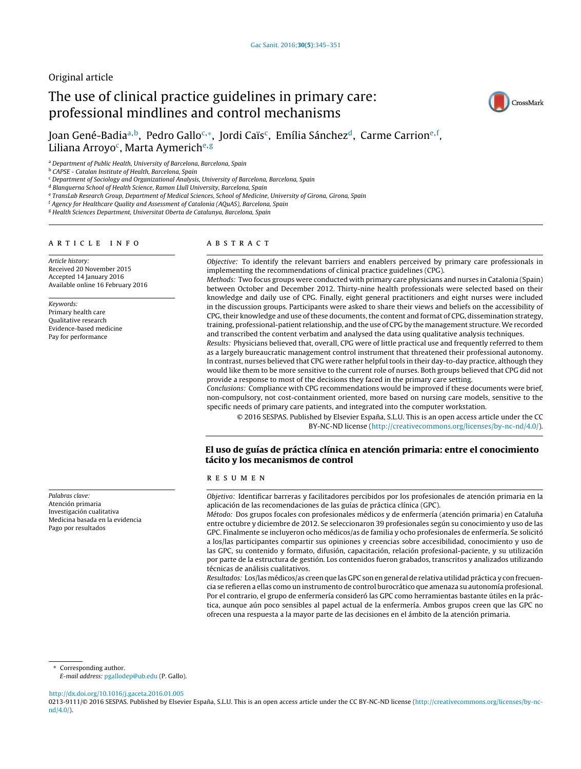Original article

# The use of clinical practice guidelines in primary care: professional mindlines and control mechanisms

Joan Gené-Badia[a,b], Pedro Gallo[c,*], Jordi Caïs[c], Emília Sánchez[d], Carme Carrion[e,f], Liliana Arroyo[c], Marta Aymerich[e,g]

[a] Department of Public Health, University of Barcelona, Barcelona, Spain
[b] CAPSE - Catalan Institute of Health, Barcelona, Spain
[c] Department of Sociology and Organizational Analysis, University of Barcelona, Barcelona, Spain
[d] Blanquerna School of Health Science, Ramon Llull University, Barcelona, Spain
[e] TransLab Research Group, Department of Medical Sciences, School of Medicine, University of Girona, Girona, Spain
[f] Agency for Healthcare Quality and Assessment of Catalonia (AQuAS), Barcelona, Spain
[g] Health Sciences Department, Universitat Oberta de Catalunya, Barcelona, Spain

## ARTICLE INFO

*Article history:*
Received 20 November 2015
Accepted 14 January 2016
Available online 16 February 2016

*Keywords:*
Primary health care
Qualitative research
Evidence-based medicine
Pay for performance

## ABSTRACT

*Objective:* To identify the relevant barriers and enablers perceived by primary care professionals in implementing the recommendations of clinical practice guidelines (CPG).

*Methods:* Two focus groups were conducted with primary care physicians and nurses in Catalonia (Spain) between October and December 2012. Thirty-nine health professionals were selected based on their knowledge and daily use of CPG. Finally, eight general practitioners and eight nurses were included in the discussion groups. Participants were asked to share their views and beliefs on the accessibility of CPG, their knowledge and use of these documents, the content and format of CPG, dissemination strategy, training, professional-patient relationship, and the use of CPG by the management structure. We recorded and transcribed the content verbatim and analysed the data using qualitative analysis techniques.

*Results:* Physicians believed that, overall, CPG were of little practical use and frequently referred to them as a largely bureaucratic management control instrument that threatened their professional autonomy. In contrast, nurses believed that CPG were rather helpful tools in their day-to-day practice, although they would like them to be more sensitive to the current role of nurses. Both groups believed that CPG did not provide a response to most of the decisions they faced in the primary care setting.

*Conclusions:* Compliance with CPG recommendations would be improved if these documents were brief, non-compulsory, not cost-containment oriented, more based on nursing care models, sensitive to the specific needs of primary care patients, and integrated into the computer workstation.

© 2016 SESPAS. Published by Elsevier España, S.L.U. This is an open access article under the CC BY-NC-ND license (http://creativecommons.org/licenses/by-nc-nd/4.0/).

## El uso de guías de práctica clínica en atención primaria: entre el conocimiento tácito y los mecanismos de control

*Palabras clave:*
Atención primaria
Investigación cualitativa
Medicina basada en la evidencia
Pago por resultados

## RESUMEN

*Objetivo:* Identificar barreras y facilitadores percibidos por los profesionales de atención primaria en la aplicación de las recomendaciones de las guías de práctica clínica (GPC).

*Método:* Dos grupos focales con profesionales médicos y de enfermería (atención primaria) en Cataluña entre octubre y diciembre de 2012. Se seleccionaron 39 profesionales según su conocimiento y uso de las GPC. Finalmente se incluyeron ocho médicos/as de familia y ocho profesionales de enfermería. Se solicitó a los/las participantes compartir sus opiniones y creencias sobre accesibilidad, conocimiento y uso de las GPC, su contenido y formato, difusión, capacitación, relación profesional-paciente, y su utilización por parte de la estructura de gestión. Los contenidos fueron grabados, transcritos y analizados utilizando técnicas de análisis cualitativos.

*Resultados:* Los/las médicos/as creen que las GPC son en general de relativa utilidad práctica y con frecuencia se refieren a ellas como un instrumento de control burocrático que amenaza su autonomía profesional. Por el contrario, el grupo de enfermería consideró las GPC como herramientas bastante útiles en la práctica, aunque aún poco sensibles al papel actual de la enfermería. Ambos grupos creen que las GPC no ofrecen una respuesta a la mayor parte de las decisiones en el ámbito de la atención primaria.

\* Corresponding author.
*E-mail address:* pgallodep@ub.edu (P. Gallo).

http://dx.doi.org/10.1016/j.gaceta.2016.01.005
0213-9111/© 2016 SESPAS. Published by Elsevier España, S.L.U. This is an open access article under the CC BY-NC license (http://creativecommons.org/licenses/by-nc-nd/4.0/).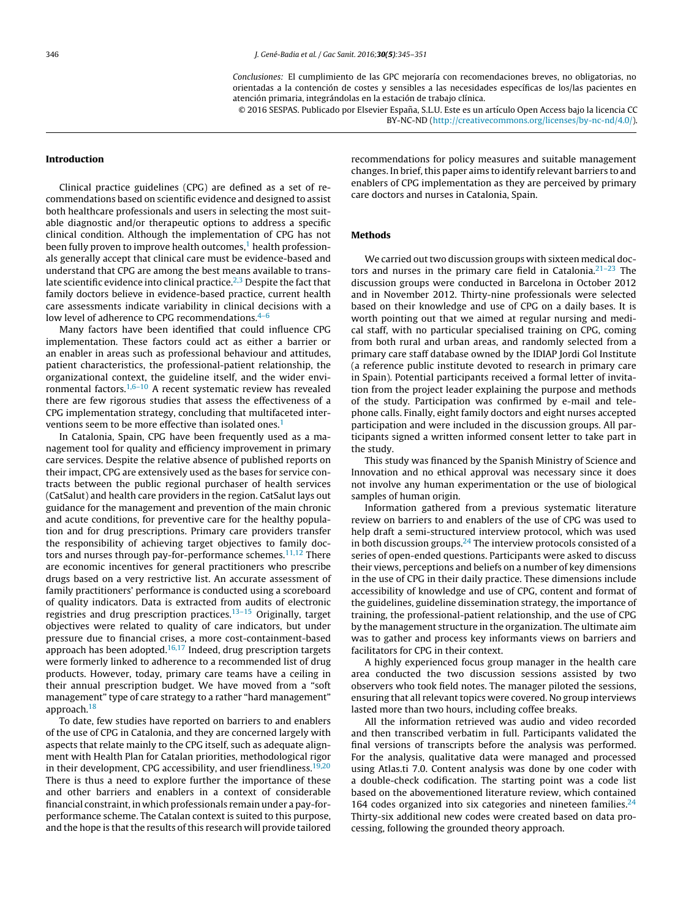*Conclusiones:* El cumplimiento de las GPC mejoraría con recomendaciones breves, no obligatorias, no orientadas a la contención de costes y sensibles a las necesidades específicas de los/las pacientes en atención primaria, integrándolas en la estación de trabajo clínica.

© 2016 SESPAS. Publicado por Elsevier España, S.L.U. Este es un artículo Open Access bajo la licencia CC BY-NC-ND (http://creativecommons.org/licenses/by-nc-nd/4.0/).

## Introduction

Clinical practice guidelines (CPG) are defined as a set of recommendations based on scientific evidence and designed to assist both healthcare professionals and users in selecting the most suitable diagnostic and/or therapeutic options to address a specific clinical condition. Although the implementation of CPG has not been fully proven to improve health outcomes,[1] health professionals generally accept that clinical care must be evidence-based and understand that CPG are among the best means available to translate scientific evidence into clinical practice.[2,3] Despite the fact that family doctors believe in evidence-based practice, current health care assessments indicate variability in clinical decisions with a low level of adherence to CPG recommendations.[4–6]

Many factors have been identified that could influence CPG implementation. These factors could act as either a barrier or an enabler in areas such as professional behaviour and attitudes, patient characteristics, the professional-patient relationship, the organizational context, the guideline itself, and the wider environmental factors.[1,6–10] A recent systematic review has revealed there are few rigorous studies that assess the effectiveness of a CPG implementation strategy, concluding that multifaceted interventions seem to be more effective than isolated ones.[1]

In Catalonia, Spain, CPG have been frequently used as a management tool for quality and efficiency improvement in primary care services. Despite the relative absence of published reports on their impact, CPG are extensively used as the bases for service contracts between the public regional purchaser of health services (CatSalut) and health care providers in the region. CatSalut lays out guidance for the management and prevention of the main chronic and acute conditions, for preventive care for the healthy population and for drug prescriptions. Primary care providers transfer the responsibility of achieving target objectives to family doctors and nurses through pay-for-performance schemes.[11,12] There are economic incentives for general practitioners who prescribe drugs based on a very restrictive list. An accurate assessment of family practitioners' performance is conducted using a scoreboard of quality indicators. Data is extracted from audits of electronic registries and drug prescription practices.[13–15] Originally, target objectives were related to quality of care indicators, but under pressure due to financial crises, a more cost-containment-based approach has been adopted.[16,17] Indeed, drug prescription targets were formerly linked to adherence to a recommended list of drug products. However, today, primary care teams have a ceiling in their annual prescription budget. We have moved from a "soft management" type of care strategy to a rather "hard management" approach.[18]

To date, few studies have reported on barriers to and enablers of the use of CPG in Catalonia, and they are concerned largely with aspects that relate mainly to the CPG itself, such as adequate alignment with Health Plan for Catalan priorities, methodological rigor in their development, CPG accessibility, and user friendliness.[19,20] There is thus a need to explore further the importance of these and other barriers and enablers in a context of considerable financial constraint, in which professionals remain under a pay-for-performance scheme. The Catalan context is suited to this purpose, and the hope is that the results of this research will provide tailored recommendations for policy measures and suitable management changes. In brief, this paper aims to identify relevant barriers to and enablers of CPG implementation as they are perceived by primary care doctors and nurses in Catalonia, Spain.

## Methods

We carried out two discussion groups with sixteen medical doctors and nurses in the primary care field in Catalonia.[21–23] The discussion groups were conducted in Barcelona in October 2012 and in November 2012. Thirty-nine professionals were selected based on their knowledge and use of CPG on a daily bases. It is worth pointing out that we aimed at regular nursing and medical staff, with no particular specialised training on CPG, coming from both rural and urban areas, and randomly selected from a primary care staff database owned by the IDIAP Jordi Gol Institute (a reference public institute devoted to research in primary care in Spain). Potential participants received a formal letter of invitation from the project leader explaining the purpose and methods of the study. Participation was confirmed by e-mail and telephone calls. Finally, eight family doctors and eight nurses accepted participation and were included in the discussion groups. All participants signed a written informed consent letter to take part in the study.

This study was financed by the Spanish Ministry of Science and Innovation and no ethical approval was necessary since it does not involve any human experimentation or the use of biological samples of human origin.

Information gathered from a previous systematic literature review on barriers to and enablers of the use of CPG was used to help draft a semi-structured interview protocol, which was used in both discussion groups.[24] The interview protocols consisted of a series of open-ended questions. Participants were asked to discuss their views, perceptions and beliefs on a number of key dimensions in the use of CPG in their daily practice. These dimensions include accessibility of knowledge and use of CPG, content and format of the guidelines, guideline dissemination strategy, the importance of training, the professional-patient relationship, and the use of CPG by the management structure in the organization. The ultimate aim was to gather and process key informants views on barriers and facilitators for CPG in their context.

A highly experienced focus group manager in the health care area conducted the two discussion sessions assisted by two observers who took field notes. The manager piloted the sessions, ensuring that all relevant topics were covered. No group interviews lasted more than two hours, including coffee breaks.

All the information retrieved was audio and video recorded and then transcribed verbatim in full. Participants validated the final versions of transcripts before the analysis was performed. For the analysis, qualitative data were managed and processed using Atlas.ti 7.0. Content analysis was done by one coder with a double-check codification. The starting point was a code list based on the abovementioned literature review, which contained 164 codes organized into six categories and nineteen families.[24] Thirty-six additional new codes were created based on data processing, following the grounded theory approach.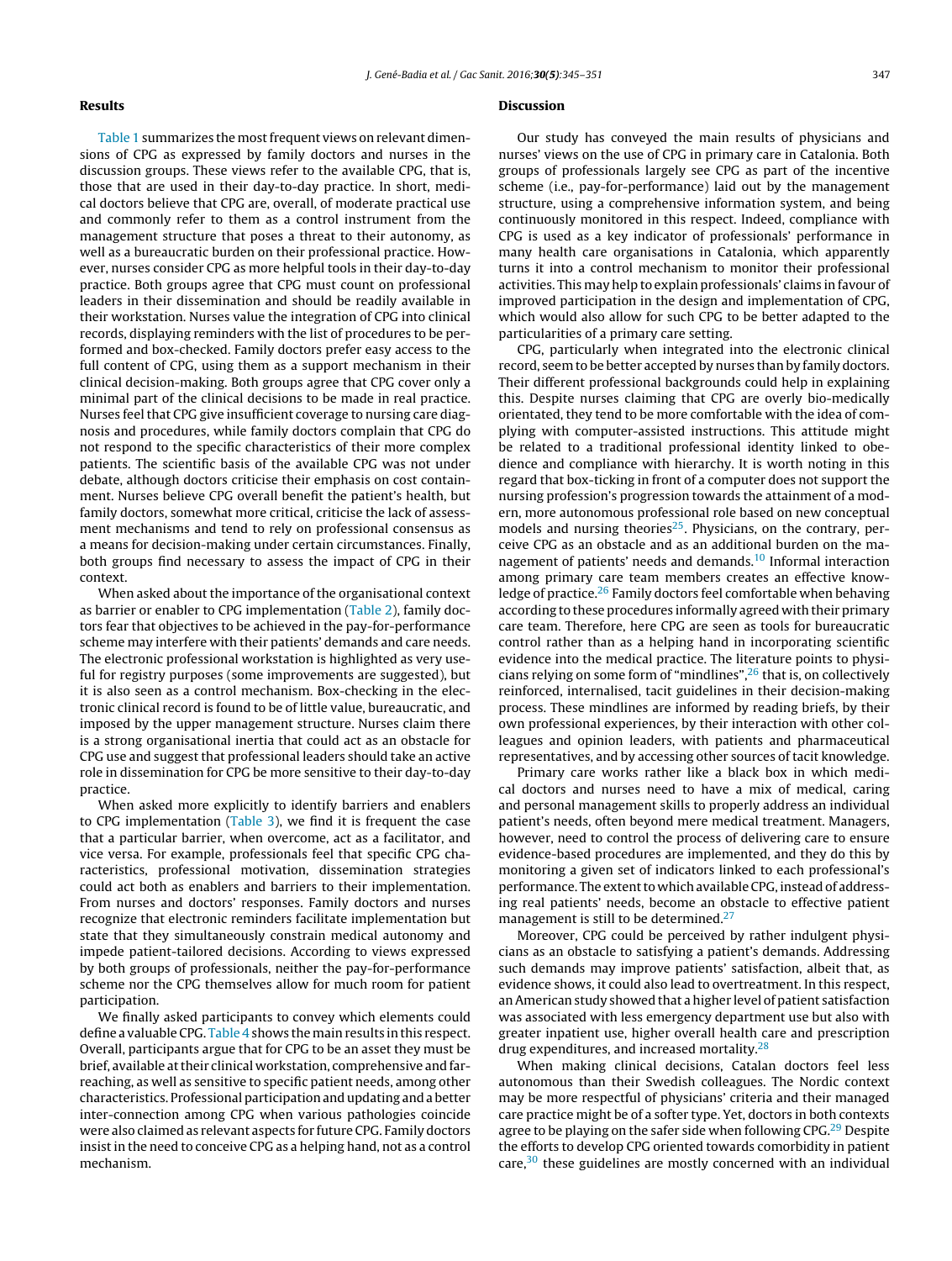## Results

Table 1 summarizes the most frequent views on relevant dimensions of CPG as expressed by family doctors and nurses in the discussion groups. These views refer to the available CPG, that is, those that are used in their day-to-day practice. In short, medical doctors believe that CPG are, overall, of moderate practical use and commonly refer to them as a control instrument from the management structure that poses a threat to their autonomy, as well as a bureaucratic burden on their professional practice. However, nurses consider CPG as more helpful tools in their day-to-day practice. Both groups agree that CPG must count on professional leaders in their dissemination and should be readily available in their workstation. Nurses value the integration of CPG into clinical records, displaying reminders with the list of procedures to be performed and box-checked. Family doctors prefer easy access to the full content of CPG, using them as a support mechanism in their clinical decision-making. Both groups agree that CPG cover only a minimal part of the clinical decisions to be made in real practice. Nurses feel that CPG give insufficient coverage to nursing care diagnosis and procedures, while family doctors complain that CPG do not respond to the specific characteristics of their more complex patients. The scientific basis of the available CPG was not under debate, although doctors criticise their emphasis on cost containment. Nurses believe CPG overall benefit the patient's health, but family doctors, somewhat more critical, criticise the lack of assessment mechanisms and tend to rely on professional consensus as a means for decision-making under certain circumstances. Finally, both groups find necessary to assess the impact of CPG in their context.

When asked about the importance of the organisational context as barrier or enabler to CPG implementation (Table 2), family doctors fear that objectives to be achieved in the pay-for-performance scheme may interfere with their patients' demands and care needs. The electronic professional workstation is highlighted as very useful for registry purposes (some improvements are suggested), but it is also seen as a control mechanism. Box-checking in the electronic clinical record is found to be of little value, bureaucratic, and imposed by the upper management structure. Nurses claim there is a strong organisational inertia that could act as an obstacle for CPG use and suggest that professional leaders should take an active role in dissemination for CPG be more sensitive to their day-to-day practice.

When asked more explicitly to identify barriers and enablers to CPG implementation (Table 3), we find it is frequent the case that a particular barrier, when overcome, act as a facilitator, and vice versa. For example, professionals feel that specific CPG characteristics, professional motivation, dissemination strategies could act both as enablers and barriers to their implementation. From nurses and doctors' responses. Family doctors and nurses recognize that electronic reminders facilitate implementation but state that they simultaneously constrain medical autonomy and impede patient-tailored decisions. According to views expressed by both groups of professionals, neither the pay-for-performance scheme nor the CPG themselves allow for much room for patient participation.

We finally asked participants to convey which elements could define a valuable CPG. Table 4 shows the main results in this respect. Overall, participants argue that for CPG to be an asset they must be brief, available at their clinical workstation, comprehensive and far-reaching, as well as sensitive to specific patient needs, among other characteristics. Professional participation and updating and a better inter-connection among CPG when various pathologies coincide were also claimed as relevant aspects for future CPG. Family doctors insist in the need to conceive CPG as a helping hand, not as a control mechanism.

## Discussion

Our study has conveyed the main results of physicians and nurses' views on the use of CPG in primary care in Catalonia. Both groups of professionals largely see CPG as part of the incentive scheme (i.e., pay-for-performance) laid out by the management structure, using a comprehensive information system, and being continuously monitored in this respect. Indeed, compliance with CPG is used as a key indicator of professionals' performance in many health care organisations in Catalonia, which apparently turns it into a control mechanism to monitor their professional activities. This may help to explain professionals' claims in favour of improved participation in the design and implementation of CPG, which would also allow for such CPG to be better adapted to the particularities of a primary care setting.

CPG, particularly when integrated into the electronic clinical record, seem to be better accepted by nurses than by family doctors. Their different professional backgrounds could help in explaining this. Despite nurses claiming that CPG are overly bio-medically orientated, they tend to be more comfortable with the idea of complying with computer-assisted instructions. This attitude might be related to a traditional professional identity linked to obedience and compliance with hierarchy. It is worth noting in this regard that box-ticking in front of a computer does not support the nursing profession's progression towards the attainment of a modern, more autonomous professional role based on new conceptual models and nursing theories[25]. Physicians, on the contrary, perceive CPG as an obstacle and as an additional burden on the management of patients' needs and demands.[10] Informal interaction among primary care team members creates an effective knowledge of practice.[26] Family doctors feel comfortable when behaving according to these procedures informally agreed with their primary care team. Therefore, here CPG are seen as tools for bureaucratic control rather than as a helping hand in incorporating scientific evidence into the medical practice. The literature points to physicians relying on some form of "mindlines",[26] that is, on collectively reinforced, internalised, tacit guidelines in their decision-making process. These mindlines are informed by reading briefs, by their own professional experiences, by their interaction with other colleagues and opinion leaders, with patients and pharmaceutical representatives, and by accessing other sources of tacit knowledge.

Primary care works rather like a black box in which medical doctors and nurses need to have a mix of medical, caring and personal management skills to properly address an individual patient's needs, often beyond mere medical treatment. Managers, however, need to control the process of delivering care to ensure evidence-based procedures are implemented, and they do this by monitoring a given set of indicators linked to each professional's performance. The extent to which available CPG, instead of addressing real patients' needs, become an obstacle to effective patient management is still to be determined.[27]

Moreover, CPG could be perceived by rather indulgent physicians as an obstacle to satisfying a patient's demands. Addressing such demands may improve patients' satisfaction, albeit that, as evidence shows, it could also lead to overtreatment. In this respect, an American study showed that a higher level of patient satisfaction was associated with less emergency department use but also with greater inpatient use, higher overall health care and prescription drug expenditures, and increased mortality.[28]

When making clinical decisions, Catalan doctors feel less autonomous than their Swedish colleagues. The Nordic context may be more respectful of physicians' criteria and their managed care practice might be of a softer type. Yet, doctors in both contexts agree to be playing on the safer side when following CPG.[29] Despite the efforts to develop CPG oriented towards comorbidity in patient care,[30] these guidelines are mostly concerned with an individual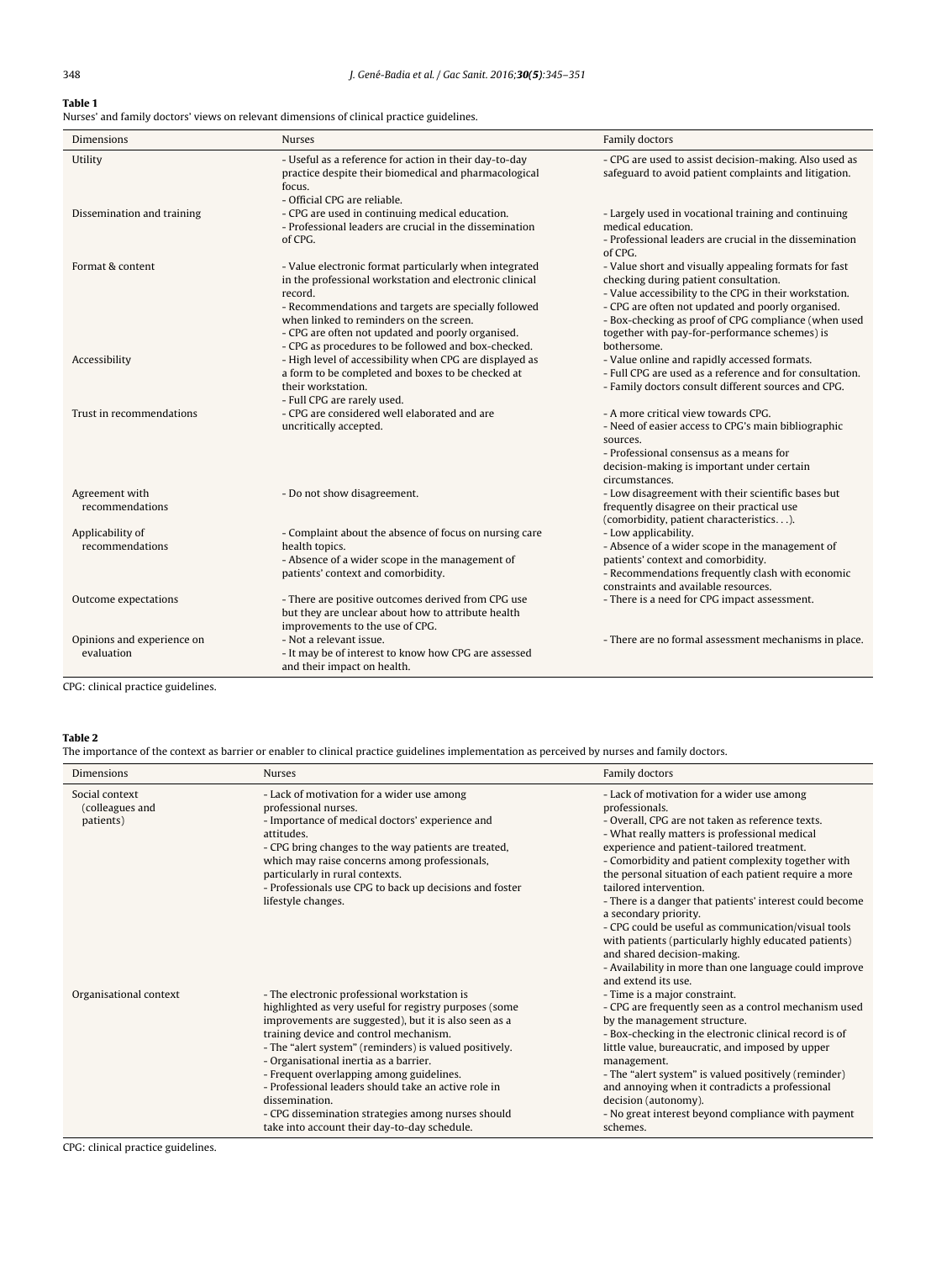**Table 1**
Nurses' and family doctors' views on relevant dimensions of clinical practice guidelines.

| Dimensions | Nurses | Family doctors |
|---|---|---|
| Utility | - Useful as a reference for action in their day-to-day practice despite their biomedical and pharmacological focus.<br>- Official CPG are reliable. | - CPG are used to assist decision-making. Also used as safeguard to avoid patient complaints and litigation. |
| Dissemination and training | - CPG are used in continuing medical education.<br>- Professional leaders are crucial in the dissemination of CPG. | - Largely used in vocational training and continuing medical education.<br>- Professional leaders are crucial in the dissemination of CPG. |
| Format & content | - Value electronic format particularly when integrated in the professional workstation and electronic clinical record.<br>- Recommendations and targets are specially followed when linked to reminders on the screen.<br>- CPG are often not updated and poorly organised.<br>- CPG as procedures to be followed and box-checked. | - Value short and visually appealing formats for fast checking during patient consultation.<br>- Value accessibility to the CPG in their workstation.<br>- CPG are often not updated and poorly organised.<br>- Box-checking as proof of CPG compliance (when used together with pay-for-performance schemes) is bothersome. |
| Accessibility | - High level of accessibility when CPG are displayed as a form to be completed and boxes to be checked at their workstation.<br>- Full CPG are rarely used. | - Value online and rapidly accessed formats.<br>- Full CPG are used as a reference and for consultation.<br>- Family doctors consult different sources and CPG. |
| Trust in recommendations | - CPG are considered well elaborated and are uncritically accepted. | - A more critical view towards CPG.<br>- Need of easier access to CPG's main bibliographic sources.<br>- Professional consensus as a means for decision-making is important under certain circumstances. |
| Agreement with recommendations | - Do not show disagreement. | - Low disagreement with their scientific bases but frequently disagree on their practical use (comorbidity, patient characteristics…). |
| Applicability of recommendations | - Complaint about the absence of focus on nursing care health topics.<br>- Absence of a wider scope in the management of patients' context and comorbidity. | - Low applicability.<br>- Absence of a wider scope in the management of patients' context and comorbidity.<br>- Recommendations frequently clash with economic constraints and available resources. |
| Outcome expectations | - There are positive outcomes derived from CPG use but they are unclear about how to attribute health improvements to the use of CPG. | - There is a need for CPG impact assessment. |
| Opinions and experience on evaluation | - Not a relevant issue.<br>- It may be of interest to know how CPG are assessed and their impact on health. | - There are no formal assessment mechanisms in place. |

CPG: clinical practice guidelines.

**Table 2**
The importance of the context as barrier or enabler to clinical practice guidelines implementation as perceived by nurses and family doctors.

| Dimensions | Nurses | Family doctors |
|---|---|---|
| Social context (colleagues and patients) | - Lack of motivation for a wider use among professional nurses.<br>- Importance of medical doctors' experience and attitudes.<br>- CPG bring changes to the way patients are treated, which may raise concerns among professionals, particularly in rural contexts.<br>- Professionals use CPG to back up decisions and foster lifestyle changes. | - Lack of motivation for a wider use among professionals.<br>- Overall, CPG are not taken as reference texts.<br>- What really matters is professional medical experience and patient-tailored treatment.<br>- Comorbidity and patient complexity together with the personal situation of each patient require a more tailored intervention.<br>- There is a danger that patients' interest could become a secondary priority.<br>- CPG could be useful as communication/visual tools with patients (particularly highly educated patients) and shared decision-making.<br>- Availability in more than one language could improve and extend its use. |
| Organisational context | - The electronic professional workstation is highlighted as very useful for registry purposes (some improvements are suggested), but it is also seen as a training device and control mechanism.<br>- The "alert system" (reminders) is valued positively.<br>- Organisational inertia as a barrier.<br>- Frequent overlapping among guidelines.<br>- Professional leaders should take an active role in dissemination.<br>- CPG dissemination strategies among nurses should take into account their day-to-day schedule. | - Time is a major constraint.<br>- CPG are frequently seen as a control mechanism used by the management structure.<br>- Box-checking in the electronic clinical record is of little value, bureaucratic, and imposed by upper management.<br>- The "alert system" is valued positively (reminder) and annoying when it contradicts a professional decision (autonomy).<br>- No great interest beyond compliance with payment schemes. |

CPG: clinical practice guidelines.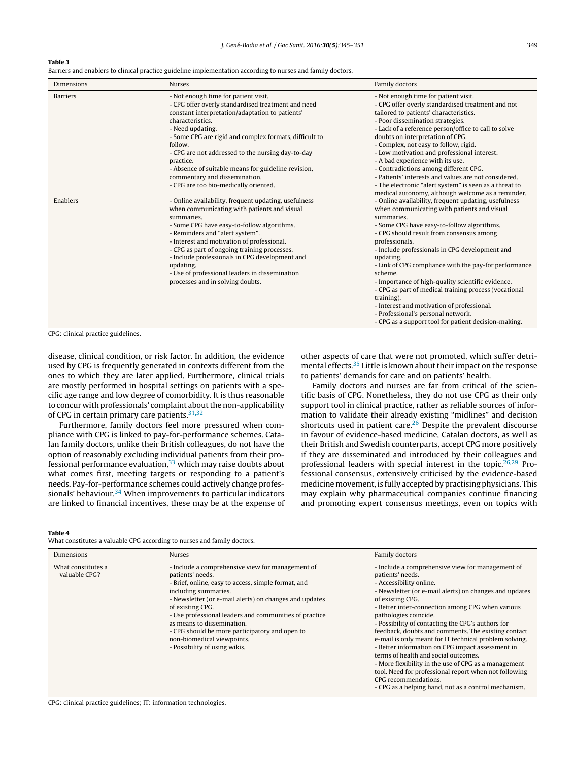**Table 3**
Barriers and enablers to clinical practice guideline implementation according to nurses and family doctors.

| Dimensions | Nurses | Family doctors |
|---|---|---|
| Barriers | - Not enough time for patient visit.<br>- CPG offer overly standardised treatment and need constant interpretation/adaptation to patients' characteristics.<br>- Need updating.<br>- Some CPG are rigid and complex formats, difficult to follow.<br>- CPG are not addressed to the nursing day-to-day practice.<br>- Absence of suitable means for guideline revision, commentary and dissemination.<br>- CPG are too bio-medically oriented. | - Not enough time for patient visit.<br>- CPG offer overly standardised treatment and not tailored to patients' characteristics.<br>- Poor dissemination strategies.<br>- Lack of a reference person/office to call to solve doubts on interpretation of CPG.<br>- Complex, not easy to follow, rigid.<br>- Low motivation and professional interest.<br>- A bad experience with its use.<br>- Contradictions among different CPG.<br>- Patients' interests and values are not considered.<br>- The electronic "alert system" is seen as a threat to medical autonomy, although welcome as a reminder. |
| Enablers | - Online availability, frequent updating, usefulness when communicating with patients and visual summaries.<br>- Some CPG have easy-to-follow algorithms.<br>- Reminders and "alert system".<br>- Interest and motivation of professional.<br>- CPG as part of ongoing training processes.<br>- Include professionals in CPG development and updating.<br>- Use of professional leaders in dissemination processes and in solving doubts. | - Online availability, frequent updating, usefulness when communicating with patients and visual summaries.<br>- Some CPG have easy-to-follow algorithms.<br>- CPG should result from consensus among professionals.<br>- Include professionals in CPG development and updating.<br>- Link of CPG compliance with the pay-for performance scheme.<br>- Importance of high-quality scientific evidence.<br>- CPG as part of medical training process (vocational training).<br>- Interest and motivation of professional.<br>- Professional's personal network.<br>- CPG as a support tool for patient decision-making. |

CPG: clinical practice guidelines.

disease, clinical condition, or risk factor. In addition, the evidence used by CPG is frequently generated in contexts different from the ones to which they are later applied. Furthermore, clinical trials are mostly performed in hospital settings on patients with a specific age range and low degree of comorbidity. It is thus reasonable to concur with professionals' complaint about the non-applicability of CPG in certain primary care patients.[31,32]

Furthermore, family doctors feel more pressured when compliance with CPG is linked to pay-for-performance schemes. Catalan family doctors, unlike their British colleagues, do not have the option of reasonably excluding individual patients from their professional performance evaluation,[33] which may raise doubts about what comes first, meeting targets or responding to a patient's needs. Pay-for-performance schemes could actively change professionals' behaviour.[34] When improvements to particular indicators are linked to financial incentives, these may be at the expense of other aspects of care that were not promoted, which suffer detrimental effects.[35] Little is known about their impact on the response to patients' demands for care and on patients' health.

Family doctors and nurses are far from critical of the scientific basis of CPG. Nonetheless, they do not use CPG as their only support tool in clinical practice, rather as reliable sources of information to validate their already existing "midlines" and decision shortcuts used in patient care.[26] Despite the prevalent discourse in favour of evidence-based medicine, Catalan doctors, as well as their British and Swedish counterparts, accept CPG more positively if they are disseminated and introduced by their colleagues and professional leaders with special interest in the topic.[26,29] Professional consensus, extensively criticised by the evidence-based medicine movement, is fully accepted by practising physicians. This may explain why pharmaceutical companies continue financing and promoting expert consensus meetings, even on topics with

**Table 4**
What constitutes a valuable CPG according to nurses and family doctors.

| Dimensions | Nurses | Family doctors |
|---|---|---|
| What constitutes a valuable CPG? | - Include a comprehensive view for management of patients' needs.<br>- Brief, online, easy to access, simple format, and including summaries.<br>- Newsletter (or e-mail alerts) on changes and updates of existing CPG.<br>- Use professional leaders and communities of practice as means to dissemination.<br>- CPG should be more participatory and open to non-biomedical viewpoints.<br>- Possibility of using wikis. | - Include a comprehensive view for management of patients' needs.<br>- Accessibility online.<br>- Newsletter (or e-mail alerts) on changes and updates of existing CPG.<br>- Better inter-connection among CPG when various pathologies coincide.<br>- Possibility of contacting the CPG's authors for feedback, doubts and comments. The existing contact e-mail is only meant for IT technical problem solving.<br>- Better information on CPG impact assessment in terms of health and social outcomes.<br>- More flexibility in the use of CPG as a management tool. Need for professional report when not following CPG recommendations.<br>- CPG as a helping hand, not as a control mechanism. |

CPG: clinical practice guidelines; IT: information technologies.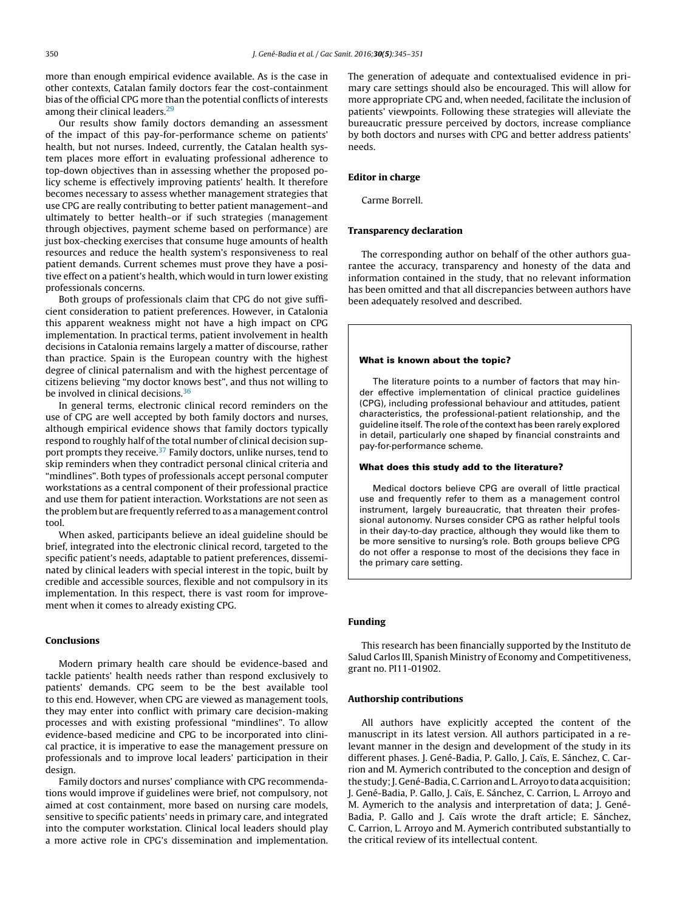more than enough empirical evidence available. As is the case in other contexts, Catalan family doctors fear the cost-containment bias of the official CPG more than the potential conflicts of interests among their clinical leaders.[29]

Our results show family doctors demanding an assessment of the impact of this pay-for-performance scheme on patients' health, but not nurses. Indeed, currently, the Catalan health system places more effort in evaluating professional adherence to top-down objectives than in assessing whether the proposed policy scheme is effectively improving patients' health. It therefore becomes necessary to assess whether management strategies that use CPG are really contributing to better patient management–and ultimately to better health–or if such strategies (management through objectives, payment scheme based on performance) are just box-checking exercises that consume huge amounts of health resources and reduce the health system's responsiveness to real patient demands. Current schemes must prove they have a positive effect on a patient's health, which would in turn lower existing professionals concerns.

Both groups of professionals claim that CPG do not give sufficient consideration to patient preferences. However, in Catalonia this apparent weakness might not have a high impact on CPG implementation. In practical terms, patient involvement in health decisions in Catalonia remains largely a matter of discourse, rather than practice. Spain is the European country with the highest degree of clinical paternalism and with the highest percentage of citizens believing "my doctor knows best", and thus not willing to be involved in clinical decisions.[36]

In general terms, electronic clinical record reminders on the use of CPG are well accepted by both family doctors and nurses, although empirical evidence shows that family doctors typically respond to roughly half of the total number of clinical decision support prompts they receive.[37] Family doctors, unlike nurses, tend to skip reminders when they contradict personal clinical criteria and "mindlines". Both types of professionals accept personal computer workstations as a central component of their professional practice and use them for patient interaction. Workstations are not seen as the problem but are frequently referred to as a management control tool.

When asked, participants believe an ideal guideline should be brief, integrated into the electronic clinical record, targeted to the specific patient's needs, adaptable to patient preferences, disseminated by clinical leaders with special interest in the topic, built by credible and accessible sources, flexible and not compulsory in its implementation. In this respect, there is vast room for improvement when it comes to already existing CPG.

## Conclusions

Modern primary health care should be evidence-based and tackle patients' health needs rather than respond exclusively to patients' demands. CPG seem to be the best available tool to this end. However, when CPG are viewed as management tools, they may enter into conflict with primary care decision-making processes and with existing professional "mindlines". To allow evidence-based medicine and CPG to be incorporated into clinical practice, it is imperative to ease the management pressure on professionals and to improve local leaders' participation in their design.

Family doctors and nurses' compliance with CPG recommendations would improve if guidelines were brief, not compulsory, not aimed at cost containment, more based on nursing care models, sensitive to specific patients' needs in primary care, and integrated into the computer workstation. Clinical local leaders should play a more active role in CPG's dissemination and implementation. The generation of adequate and contextualised evidence in primary care settings should also be encouraged. This will allow for more appropriate CPG and, when needed, facilitate the inclusion of patients' viewpoints. Following these strategies will alleviate the bureaucratic pressure perceived by doctors, increase compliance by both doctors and nurses with CPG and better address patients' needs.

## Editor in charge

Carme Borrell.

## Transparency declaration

The corresponding author on behalf of the other authors guarantee the accuracy, transparency and honesty of the data and information contained in the study, that no relevant information has been omitted and that all discrepancies between authors have been adequately resolved and described.

**What is known about the topic?**

The literature points to a number of factors that may hinder effective implementation of clinical practice guidelines (CPG), including professional behaviour and attitudes, patient characteristics, the professional-patient relationship, and the guideline itself. The role of the context has been rarely explored in detail, particularly one shaped by financial constraints and pay-for-performance scheme.

**What does this study add to the literature?**

Medical doctors believe CPG are overall of little practical use and frequently refer to them as a management control instrument, largely bureaucratic, that threaten their professional autonomy. Nurses consider CPG as rather helpful tools in their day-to-day practice, although they would like them to be more sensitive to nursing's role. Both groups believe CPG do not offer a response to most of the decisions they face in the primary care setting.

## Funding

This research has been financially supported by the Instituto de Salud Carlos III, Spanish Ministry of Economy and Competitiveness, grant no. PI11-01902.

## Authorship contributions

All authors have explicitly accepted the content of the manuscript in its latest version. All authors participated in a relevant manner in the design and development of the study in its different phases. J. Gené-Badia, P. Gallo, J. Caïs, E. Sánchez, C. Carrion and M. Aymerich contributed to the conception and design of the study; J. Gené-Badia, C. Carrion and L. Arroyo to data acquisition; J. Gené-Badia, P. Gallo, J. Caïs, E. Sánchez, C. Carrion, L. Arroyo and M. Aymerich to the analysis and interpretation of data; J. Gené-Badia, P. Gallo and J. Caïs wrote the draft article; E. Sánchez, C. Carrion, L. Arroyo and M. Aymerich contributed substantially to the critical review of its intellectual content.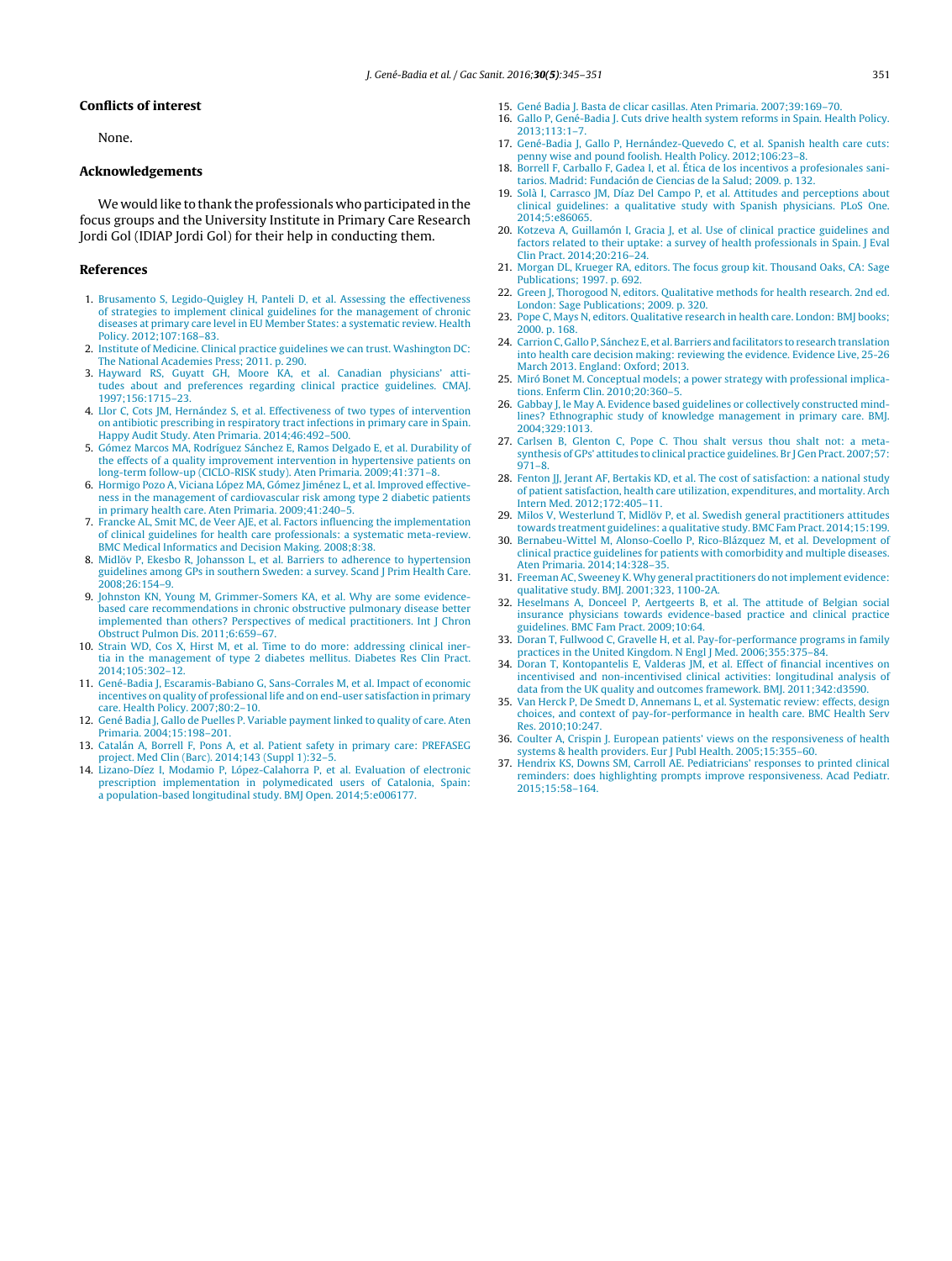## Conflicts of interest

None.

## Acknowledgements

We would like to thank the professionals who participated in the focus groups and the University Institute in Primary Care Research Jordi Gol (IDIAP Jordi Gol) for their help in conducting them.

## References

1. Brusamento S, Legido-Quigley H, Panteli D, et al. Assessing the effectiveness of strategies to implement clinical guidelines for the management of chronic diseases at primary care level in EU Member States: a systematic review. Health Policy. 2012;107:168–83.
2. Institute of Medicine. Clinical practice guidelines we can trust. Washington DC: The National Academies Press; 2011. p. 290.
3. Hayward RS, Guyatt GH, Moore KA, et al. Canadian physicians' attitudes about and preferences regarding clinical practice guidelines. CMAJ. 1997;156:1715–23.
4. Llor C, Cots JM, Hernández S, et al. Effectiveness of two types of intervention on antibiotic prescribing in respiratory tract infections in primary care in Spain. Happy Audit Study. Aten Primaria. 2014;46:492–500.
5. Gómez Marcos MA, Rodríguez Sánchez E, Ramos Delgado E, et al. Durability of the effects of a quality improvement intervention in hypertensive patients on long-term follow-up (CICLO-RISK study). Aten Primaria. 2009;41:371–8.
6. Hormigo Pozo A, Viciana López MA, Gómez Jiménez L, et al. Improved effectiveness in the management of cardiovascular risk among type 2 diabetic patients in primary health care. Aten Primaria. 2009;41:240–5.
7. Francke AL, Smit MC, de Veer AJE, et al. Factors influencing the implementation of clinical guidelines for health care professionals: a systematic meta-review. BMC Medical Informatics and Decision Making. 2008;8:38.
8. Midlöv P, Ekesbo R, Johansson L, et al. Barriers to adherence to hypertension guidelines among GPs in southern Sweden: a survey. Scand J Prim Health Care. 2008;26:154–9.
9. Johnston KN, Young M, Grimmer-Somers KA, et al. Why are some evidence-based care recommendations in chronic obstructive pulmonary disease better implemented than others? Perspectives of medical practitioners. Int J Chron Obstruct Pulmon Dis. 2011;6:659–67.
10. Strain WD, Cos X, Hirst M, et al. Time to do more: addressing clinical inertia in the management of type 2 diabetes mellitus. Diabetes Res Clin Pract. 2014;105:302–12.
11. Gené-Badia J, Escaramis-Babiano G, Sans-Corrales M, et al. Impact of economic incentives on quality of professional life and on end-user satisfaction in primary care. Health Policy. 2007;80:2–10.
12. Gené Badia J, Gallo de Puelles P. Variable payment linked to quality of care. Aten Primaria. 2004;15:198–201.
13. Catalán A, Borrell F, Pons A, et al. Patient safety in primary care: PREFASEG project. Med Clin (Barc). 2014;143 (Suppl 1):32–5.
14. Lizano-Díez I, Modamio P, López-Calahorra P, et al. Evaluation of electronic prescription implementation in polymedicated users of Catalonia, Spain: a population-based longitudinal study. BMJ Open. 2014;5:e006177.
15. Gené Badia J. Basta de clicar casillas. Aten Primaria. 2007;39:169–70.
16. Gallo P, Gené-Badia J. Cuts drive health system reforms in Spain. Health Policy. 2013;113:1–7.
17. Gené-Badia J, Gallo P, Hernández-Quevedo C, et al. Spanish health care cuts: penny wise and pound foolish. Health Policy. 2012;106:23–8.
18. Borrell F, Carballo F, Gadea I, et al. Ética de los incentivos a profesionales sanitarios. Madrid: Fundación de Ciencias de la Salud; 2009. p. 132.
19. Solà I, Carrasco JM, Díaz Del Campo P, et al. Attitudes and perceptions about clinical guidelines: a qualitative study with Spanish physicians. PLoS One. 2014;5:e86065.
20. Kotzeva A, Guillamón I, Gracia J, et al. Use of clinical practice guidelines and factors related to their uptake: a survey of health professionals in Spain. J Eval Clin Pract. 2014;20:216–24.
21. Morgan DL, Krueger RA, editors. The focus group kit. Thousand Oaks, CA: Sage Publications; 1997. p. 692.
22. Green J, Thorogood N, editors. Qualitative methods for health research. 2nd ed. London: Sage Publications; 2009. p. 320.
23. Pope C, Mays N, editors. Qualitative research in health care. London: BMJ books; 2000. p. 168.
24. Carrion C, Gallo P, Sánchez E, et al. Barriers and facilitators to research translation into health care decision making: reviewing the evidence. Evidence Live, 25-26 March 2013. England: Oxford; 2013.
25. Miró Bonet M. Conceptual models; a power strategy with professional implications. Enferm Clin. 2010;20:360–5.
26. Gabbay J, le May A. Evidence based guidelines or collectively constructed mindlines? Ethnographic study of knowledge management in primary care. BMJ. 2004;329:1013.
27. Carlsen B, Glenton C, Pope C. Thou shalt versus thou shalt not: a meta-synthesis of GPs' attitudes to clinical practice guidelines. Br J Gen Pract. 2007;57:971–8.
28. Fenton JJ, Jerant AF, Bertakis KD, et al. The cost of satisfaction: a national study of patient satisfaction, health care utilization, expenditures, and mortality. Arch Intern Med. 2012;172:405–11.
29. Milos V, Westerlund T, Midlöv P, et al. Swedish general practitioners attitudes towards treatment guidelines: a qualitative study. BMC Fam Pract. 2014;15:199.
30. Bernabeu-Wittel M, Alonso-Coello P, Rico-Blázquez M, et al. Development of clinical practice guidelines for patients with comorbidity and multiple diseases. Aten Primaria. 2014;14:328–35.
31. Freeman AC, Sweeney K. Why general practitioners do not implement evidence: qualitative study. BMJ. 2001;323, 1100-2A.
32. Heselmans A, Donceel P, Aertgeerts B, et al. The attitude of Belgian social insurance physicians towards evidence-based practice and clinical practice guidelines. BMC Fam Pract. 2009;10:64.
33. Doran T, Fullwood C, Gravelle H, et al. Pay-for-performance programs in family practices in the United Kingdom. N Engl J Med. 2006;355:375–84.
34. Doran T, Kontopantelis E, Valderas JM, et al. Effect of financial incentives on incentivised and non-incentivised clinical activities: longitudinal analysis of data from the UK quality and outcomes framework. BMJ. 2011;342:d3590.
35. Van Herck P, De Smedt D, Annemans L, et al. Systematic review: effects, design choices, and context of pay-for-performance in health care. BMC Health Serv Res. 2010;10:247.
36. Coulter A, Crispin J. European patients' views on the responsiveness of health systems & health providers. Eur J Publ Health. 2005;15:355–60.
37. Hendrix KS, Downs SM, Carroll AE. Pediatricians' responses to printed clinical reminders: does highlighting prompts improve responsiveness. Acad Pediatr. 2015;15:58–164.